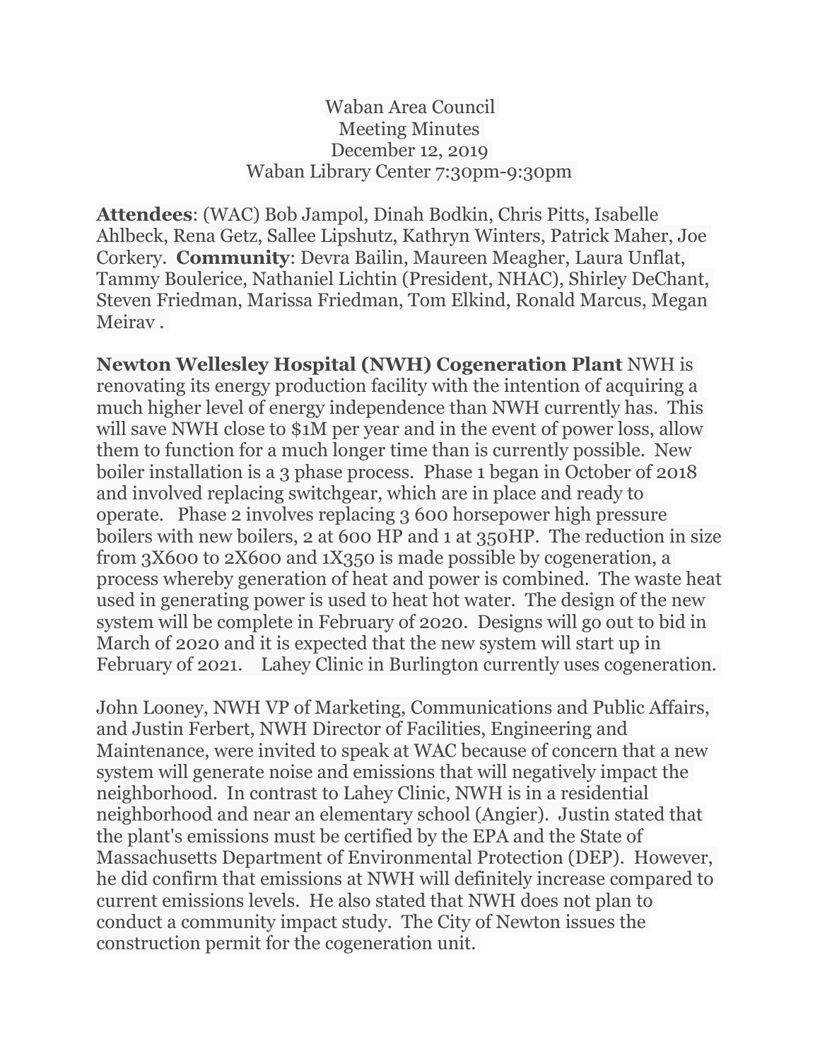Waban Area Council
Meeting Minutes
December 12, 2019
Waban Library Center 7:30pm-9:30pm

**Attendees**: (WAC) Bob Jampol, Dinah Bodkin, Chris Pitts, Isabelle Ahlbeck, Rena Getz, Sallee Lipshutz, Kathryn Winters, Patrick Maher, Joe Corkery. **Community**: Devra Bailin, Maureen Meagher, Laura Unflat, Tammy Boulerice, Nathaniel Lichtin (President, NHAC), Shirley DeChant, Steven Friedman, Marissa Friedman, Tom Elkind, Ronald Marcus, Megan Meirav .

**Newton Wellesley Hospital (NWH) Cogeneration Plant** NWH is renovating its energy production facility with the intention of acquiring a much higher level of energy independence than NWH currently has. This will save NWH close to $1M per year and in the event of power loss, allow them to function for a much longer time than is currently possible. New boiler installation is a 3 phase process. Phase 1 began in October of 2018 and involved replacing switchgear, which are in place and ready to operate. Phase 2 involves replacing 3 600 horsepower high pressure boilers with new boilers, 2 at 600 HP and 1 at 350HP. The reduction in size from 3X600 to 2X600 and 1X350 is made possible by cogeneration, a process whereby generation of heat and power is combined. The waste heat used in generating power is used to heat hot water. The design of the new system will be complete in February of 2020. Designs will go out to bid in March of 2020 and it is expected that the new system will start up in February of 2021. Lahey Clinic in Burlington currently uses cogeneration.

John Looney, NWH VP of Marketing, Communications and Public Affairs, and Justin Ferbert, NWH Director of Facilities, Engineering and Maintenance, were invited to speak at WAC because of concern that a new system will generate noise and emissions that will negatively impact the neighborhood. In contrast to Lahey Clinic, NWH is in a residential neighborhood and near an elementary school (Angier). Justin stated that the plant's emissions must be certified by the EPA and the State of Massachusetts Department of Environmental Protection (DEP). However, he did confirm that emissions at NWH will definitely increase compared to current emissions levels. He also stated that NWH does not plan to conduct a community impact study. The City of Newton issues the construction permit for the cogeneration unit.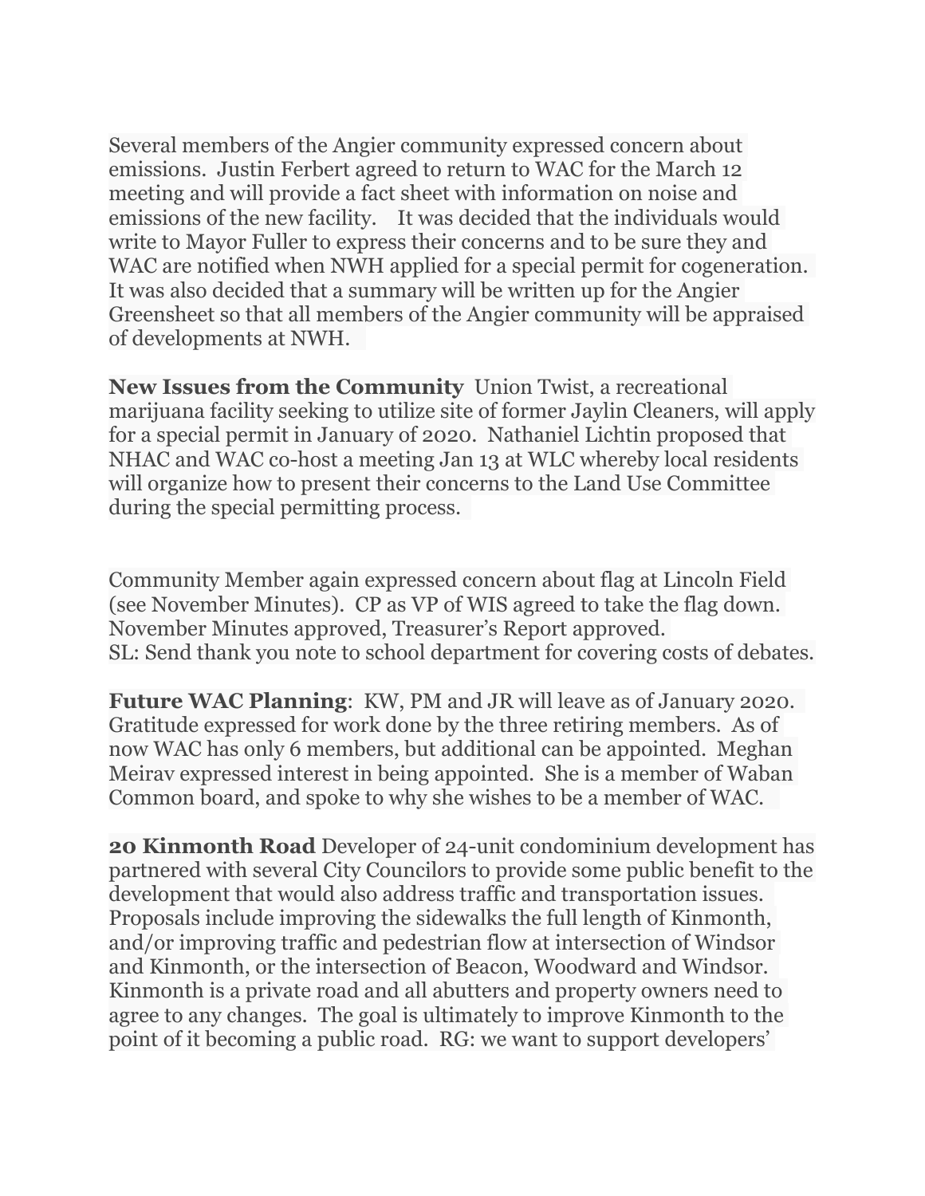Several members of the Angier community expressed concern about emissions. Justin Ferbert agreed to return to WAC for the March 12 meeting and will provide a fact sheet with information on noise and emissions of the new facility. It was decided that the individuals would write to Mayor Fuller to express their concerns and to be sure they and WAC are notified when NWH applied for a special permit for cogeneration. It was also decided that a summary will be written up for the Angier Greensheet so that all members of the Angier community will be appraised of developments at NWH.

**New Issues from the Community** Union Twist, a recreational marijuana facility seeking to utilize site of former Jaylin Cleaners, will apply for a special permit in January of 2020. Nathaniel Lichtin proposed that NHAC and WAC co-host a meeting Jan 13 at WLC whereby local residents will organize how to present their concerns to the Land Use Committee during the special permitting process.

Community Member again expressed concern about flag at Lincoln Field (see November Minutes). CP as VP of WIS agreed to take the flag down.
November Minutes approved, Treasurer's Report approved.
SL: Send thank you note to school department for covering costs of debates.

**Future WAC Planning**: KW, PM and JR will leave as of January 2020. Gratitude expressed for work done by the three retiring members. As of now WAC has only 6 members, but additional can be appointed. Meghan Meirav expressed interest in being appointed. She is a member of Waban Common board, and spoke to why she wishes to be a member of WAC.

**20 Kinmonth Road** Developer of 24-unit condominium development has partnered with several City Councilors to provide some public benefit to the development that would also address traffic and transportation issues. Proposals include improving the sidewalks the full length of Kinmonth, and/or improving traffic and pedestrian flow at intersection of Windsor and Kinmonth, or the intersection of Beacon, Woodward and Windsor. Kinmonth is a private road and all abutters and property owners need to agree to any changes. The goal is ultimately to improve Kinmonth to the point of it becoming a public road. RG: we want to support developers'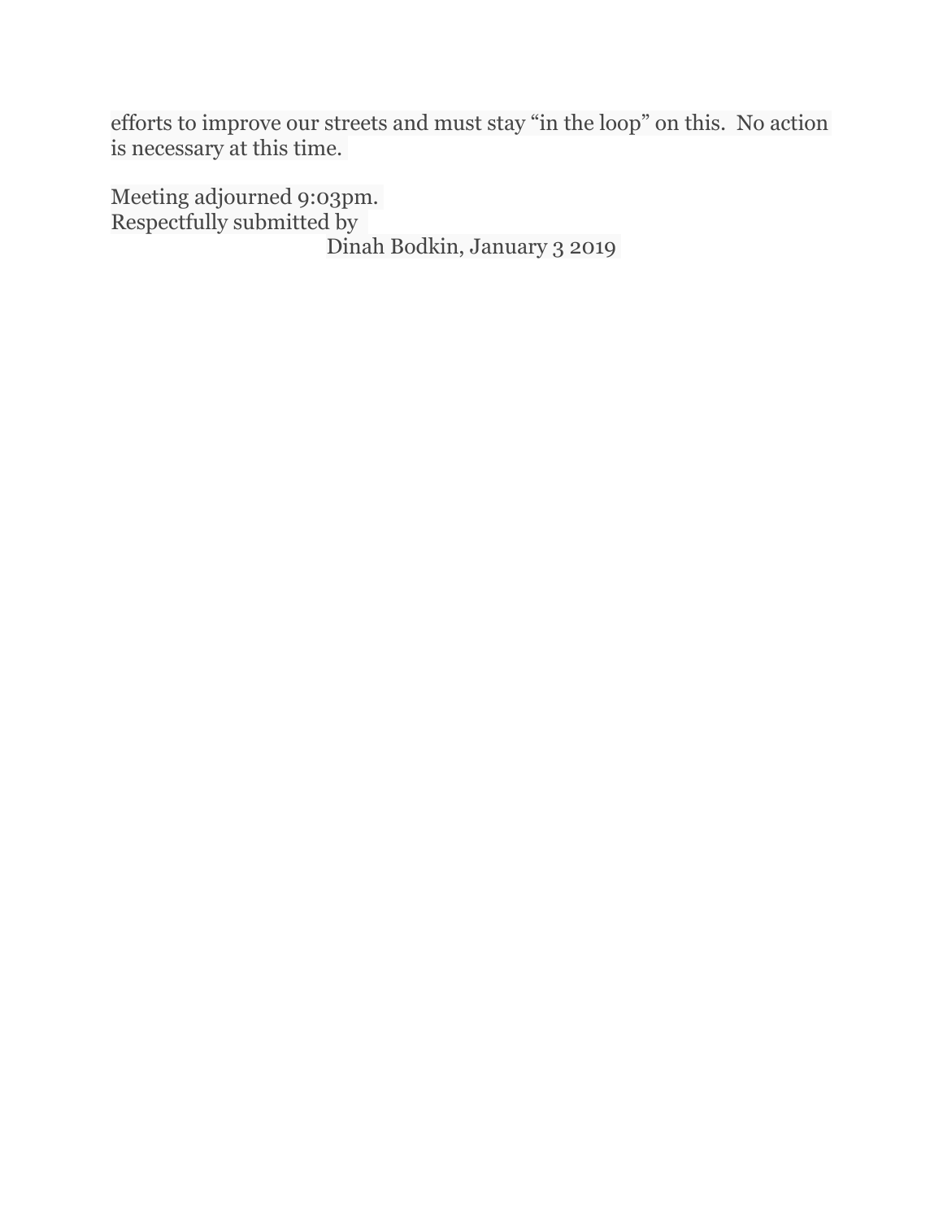efforts to improve our streets and must stay "in the loop" on this. No action is necessary at this time.

Meeting adjourned 9:03pm.
Respectfully submitted by

Dinah Bodkin, January 3 2019